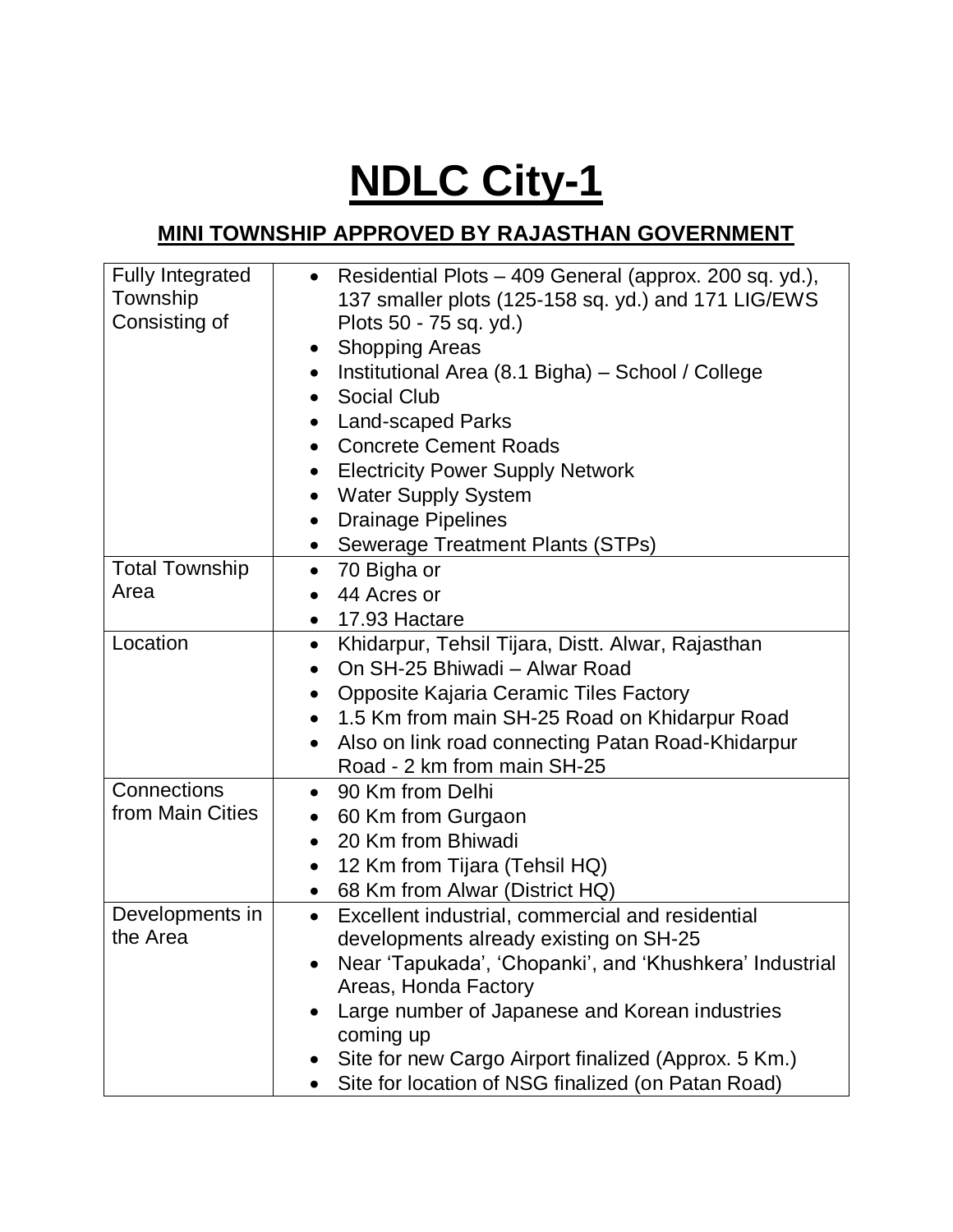# NDLC City-1

## MINI TOWNSHIP APPROVED BY RAJASTHAN GOVERNMENT

| | |
|---|---|
| Fully Integrated Township Consisting of | • Residential Plots – 409 General (approx. 200 sq. yd.), 137 smaller plots (125-158 sq. yd.) and 171 LIG/EWS Plots 50 - 75 sq. yd.)<br>• Shopping Areas<br>• Institutional Area (8.1 Bigha) – School / College<br>• Social Club<br>• Land-scaped Parks<br>• Concrete Cement Roads<br>• Electricity Power Supply Network<br>• Water Supply System<br>• Drainage Pipelines<br>• Sewerage Treatment Plants (STPs) |
| Total Township Area | • 70 Bigha or<br>• 44 Acres or<br>• 17.93 Hactare |
| Location | • Khidarpur, Tehsil Tijara, Distt. Alwar, Rajasthan<br>• On SH-25 Bhiwadi – Alwar Road<br>• Opposite Kajaria Ceramic Tiles Factory<br>• 1.5 Km from main SH-25 Road on Khidarpur Road<br>• Also on link road connecting Patan Road-Khidarpur Road - 2 km from main SH-25 |
| Connections from Main Cities | • 90 Km from Delhi<br>• 60 Km from Gurgaon<br>• 20 Km from Bhiwadi<br>• 12 Km from Tijara (Tehsil HQ)<br>• 68 Km from Alwar (District HQ) |
| Developments in the Area | • Excellent industrial, commercial and residential developments already existing on SH-25<br>• Near 'Tapukada', 'Chopanki', and 'Khushkera' Industrial Areas, Honda Factory<br>• Large number of Japanese and Korean industries coming up<br>• Site for new Cargo Airport finalized (Approx. 5 Km.)<br>• Site for location of NSG finalized (on Patan Road) |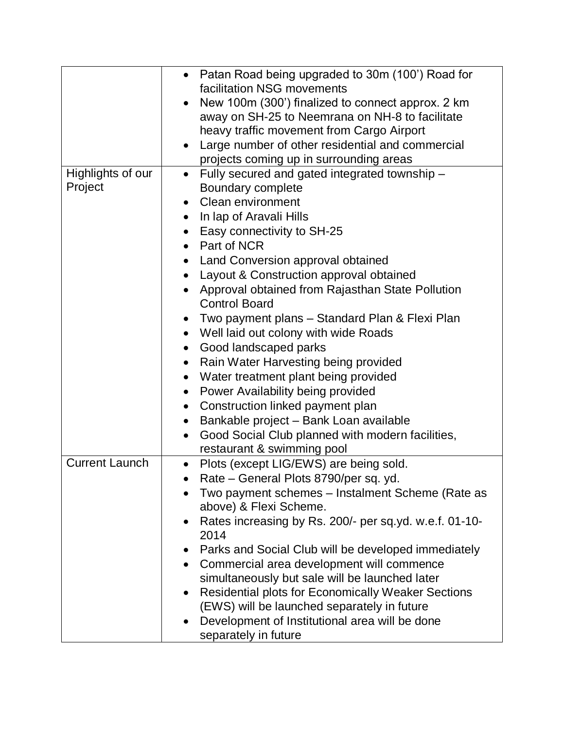| | |
|---|---|
| | • Patan Road being upgraded to 30m (100') Road for facilitation NSG movements<br>• New 100m (300') finalized to connect approx. 2 km away on SH-25 to Neemrana on NH-8 to facilitate heavy traffic movement from Cargo Airport<br>• Large number of other residential and commercial projects coming up in surrounding areas |
| Highlights of our Project | • Fully secured and gated integrated township – Boundary complete<br>• Clean environment<br>• In lap of Aravali Hills<br>• Easy connectivity to SH-25<br>• Part of NCR<br>• Land Conversion approval obtained<br>• Layout & Construction approval obtained<br>• Approval obtained from Rajasthan State Pollution Control Board<br>• Two payment plans – Standard Plan & Flexi Plan<br>• Well laid out colony with wide Roads<br>• Good landscaped parks<br>• Rain Water Harvesting being provided<br>• Water treatment plant being provided<br>• Power Availability being provided<br>• Construction linked payment plan<br>• Bankable project – Bank Loan available<br>• Good Social Club planned with modern facilities, restaurant & swimming pool |
| Current Launch | • Plots (except LIG/EWS) are being sold.<br>• Rate – General Plots 8790/per sq. yd.<br>• Two payment schemes – Instalment Scheme (Rate as above) & Flexi Scheme.<br>• Rates increasing by Rs. 200/- per sq.yd. w.e.f. 01-10-2014<br>• Parks and Social Club will be developed immediately<br>• Commercial area development will commence simultaneously but sale will be launched later<br>• Residential plots for Economically Weaker Sections (EWS) will be launched separately in future<br>• Development of Institutional area will be done separately in future |